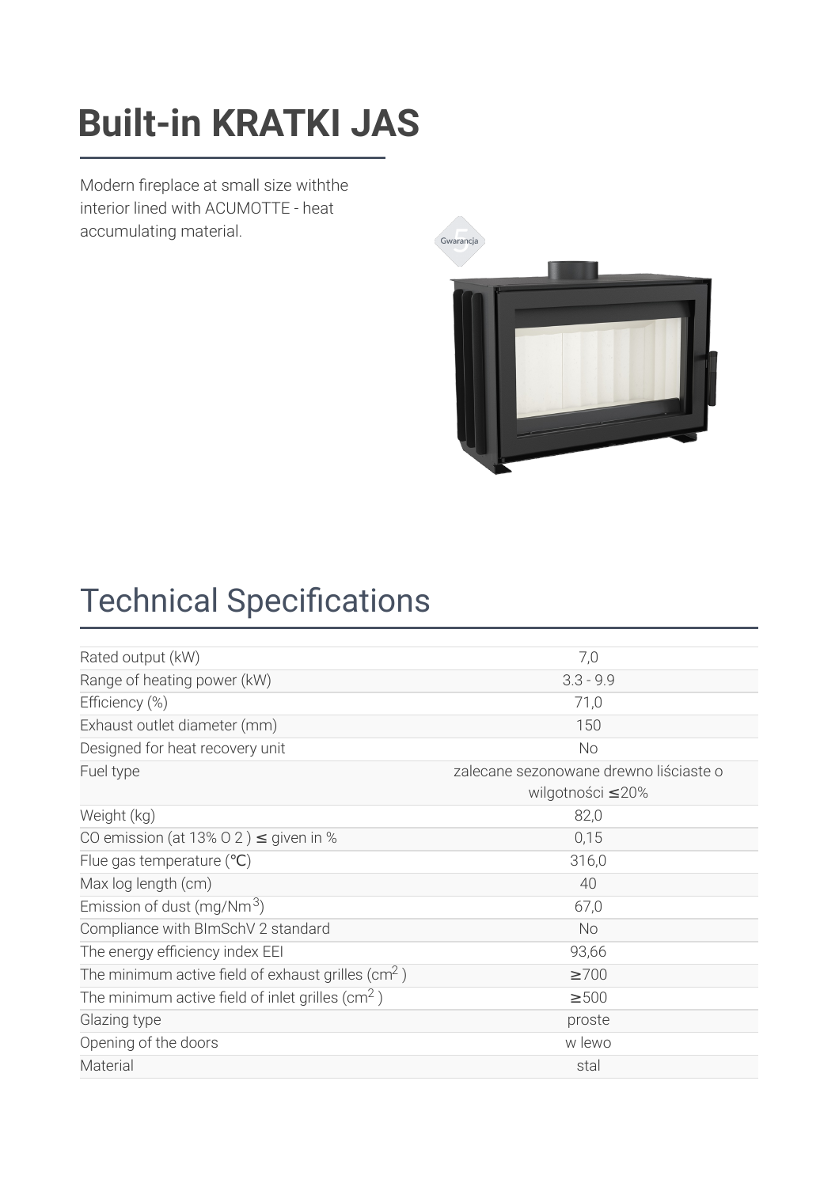# Built-in KRATKI JAS

Modern fireplace at small size withthe interior lined with ACUMOTTE - heat accumulating material.

## Technical Specifications

| | |
|---|---|
| Rated output (kW) | 7,0 |
| Range of heating power (kW) | 3.3 - 9.9 |
| Efficiency (%) | 71,0 |
| Exhaust outlet diameter (mm) | 150 |
| Designed for heat recovery unit | No |
| Fuel type | zalecane sezonowane drewno liściaste o wilgotności ≤20% |
| Weight (kg) | 82,0 |
| CO emission (at 13% O 2 ) ≤ given in % | 0,15 |
| Flue gas temperature (℃) | 316,0 |
| Max log length (cm) | 40 |
| Emission of dust (mg/Nm$^3$) | 67,0 |
| Compliance with BImSchV 2 standard | No |
| The energy efficiency index EEI | 93,66 |
| The minimum active field of exhaust grilles (cm$^2$ ) | ≥700 |
| The minimum active field of inlet grilles (cm$^2$ ) | ≥500 |
| Glazing type | proste |
| Opening of the doors | w lewo |
| Material | stal |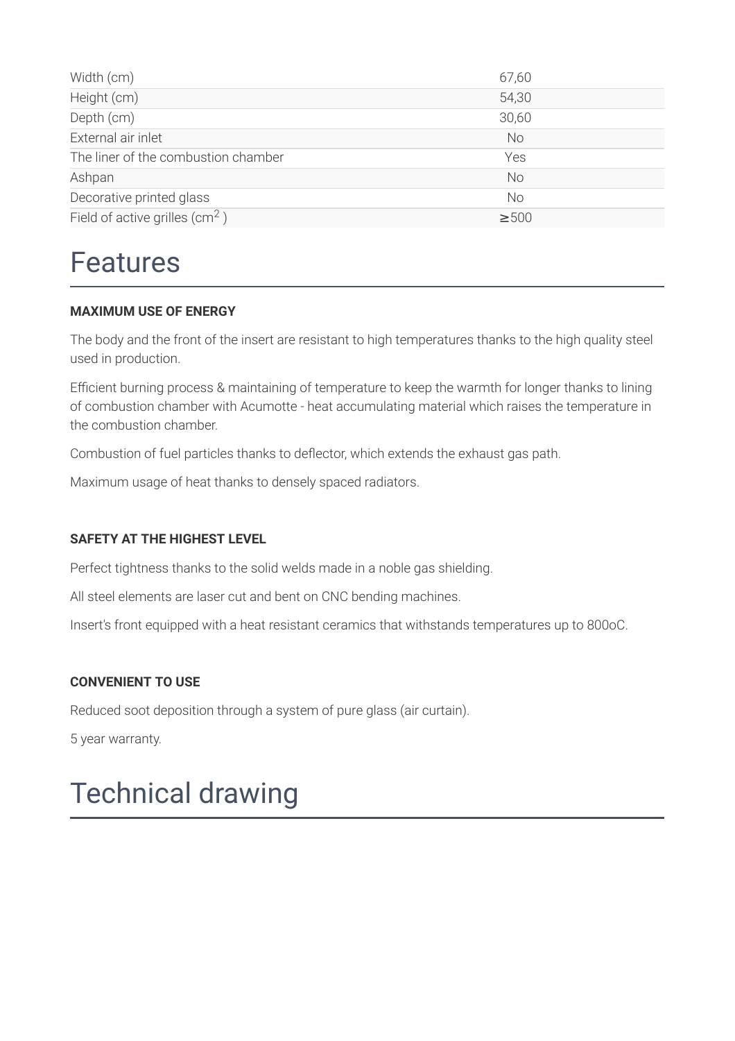| | |
|---|---|
| Width (cm) | 67,60 |
| Height (cm) | 54,30 |
| Depth (cm) | 30,60 |
| External air inlet | No |
| The liner of the combustion chamber | Yes |
| Ashpan | No |
| Decorative printed glass | No |
| Field of active grilles ($cm^2$ ) | ≥500 |

# Features

**MAXIMUM USE OF ENERGY**

The body and the front of the insert are resistant to high temperatures thanks to the high quality steel used in production.

Efficient burning process & maintaining of temperature to keep the warmth for longer thanks to lining of combustion chamber with Acumotte - heat accumulating material which raises the temperature in the combustion chamber.

Combustion of fuel particles thanks to deflector, which extends the exhaust gas path.

Maximum usage of heat thanks to densely spaced radiators.

**SAFETY AT THE HIGHEST LEVEL**

Perfect tightness thanks to the solid welds made in a noble gas shielding.

All steel elements are laser cut and bent on CNC bending machines.

Insert's front equipped with a heat resistant ceramics that withstands temperatures up to 800oC.

**CONVENIENT TO USE**

Reduced soot deposition through a system of pure glass (air curtain).

5 year warranty.

# Technical drawing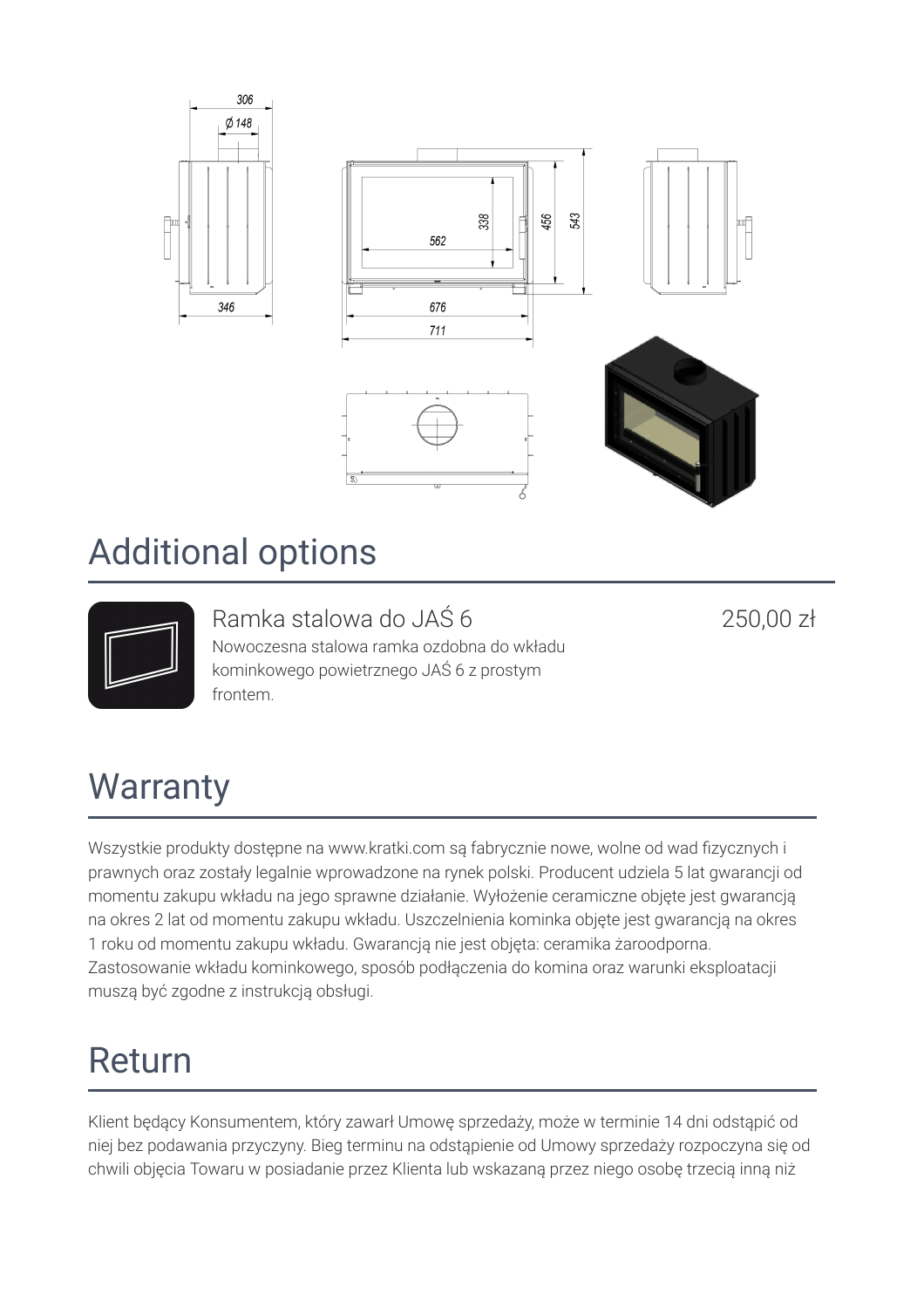# Additional options

Ramka stalowa do JAŚ 6

250,00 zł

Nowoczesna stalowa ramka ozdobna do wkładu kominkowego powietrznego JAŚ 6 z prostym frontem.

# Warranty

Wszystkie produkty dostępne na www.kratki.com są fabrycznie nowe, wolne od wad fizycznych i prawnych oraz zostały legalnie wprowadzone na rynek polski. Producent udziela 5 lat gwarancji od momentu zakupu wkładu na jego sprawne działanie. Wyłożenie ceramiczne objęte jest gwarancją na okres 2 lat od momentu zakupu wkładu. Uszczelnienia kominka objęte jest gwarancją na okres 1 roku od momentu zakupu wkładu. Gwarancją nie jest objęta: ceramika żaroodporna. Zastosowanie wkładu kominkowego, sposób podłączenia do komina oraz warunki eksploatacji muszą być zgodne z instrukcją obsługi.

# Return

Klient będący Konsumentem, który zawarł Umowę sprzedaży, może w terminie 14 dni odstąpić od niej bez podawania przyczyny. Bieg terminu na odstąpienie od Umowy sprzedaży rozpoczyna się od chwili objęcia Towaru w posiadanie przez Klienta lub wskazaną przez niego osobę trzecią inną niż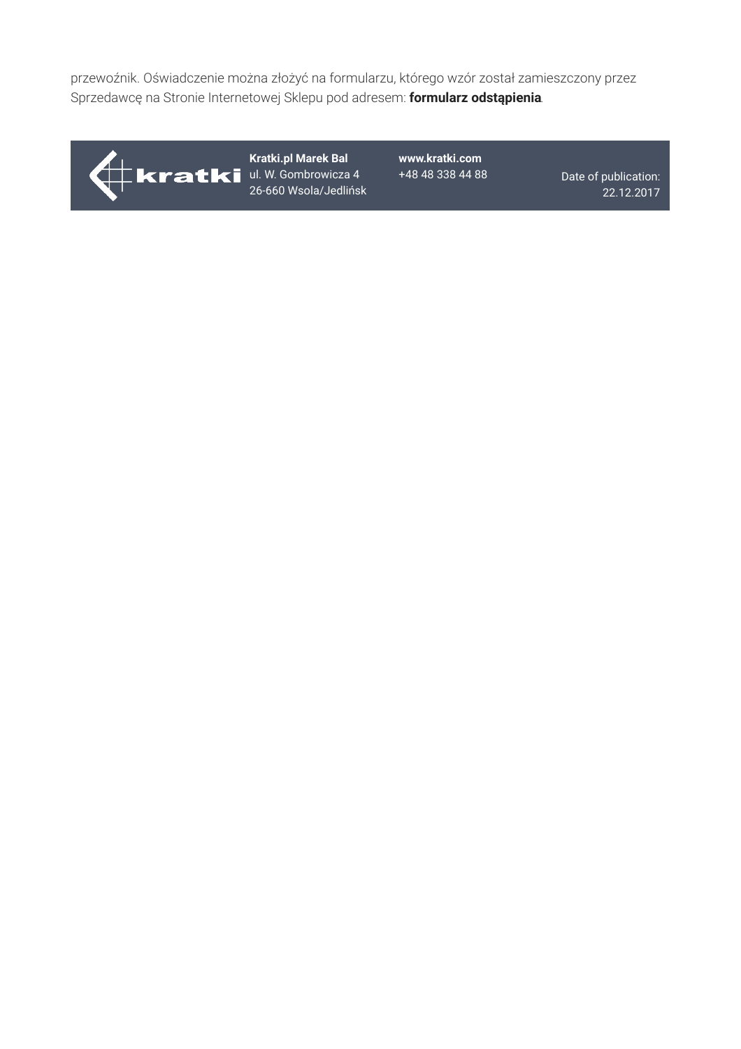przewoźnik. Oświadczenie można złożyć na formularzu, którego wzór został zamieszczony przez Sprzedawcę na Stronie Internetowej Sklepu pod adresem: **formularz odstąpienia**.

kratki

**Kratki.pl Marek Bal**
ul. W. Gombrowicza 4
26-660 Wsola/Jedlińsk

**www.kratki.com**
+48 48 338 44 88

Date of publication:
22.12.2017